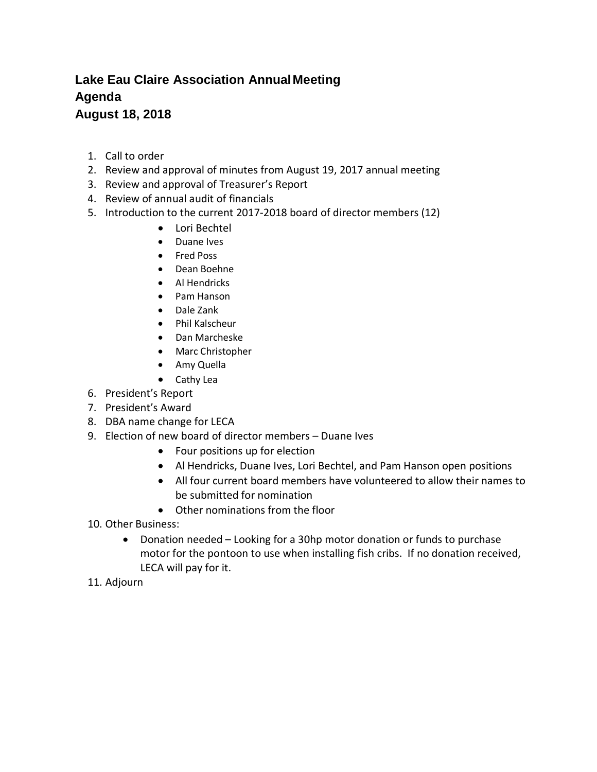# Lake Eau Claire Association Annual Meeting
# Agenda
# August 18, 2018

1. Call to order
2. Review and approval of minutes from August 19, 2017 annual meeting
3. Review and approval of Treasurer's Report
4. Review of annual audit of financials
5. Introduction to the current 2017-2018 board of director members (12)
   - Lori Bechtel
   - Duane Ives
   - Fred Poss
   - Dean Boehne
   - Al Hendricks
   - Pam Hanson
   - Dale Zank
   - Phil Kalscheur
   - Dan Marcheske
   - Marc Christopher
   - Amy Quella
   - Cathy Lea
6. President's Report
7. President's Award
8. DBA name change for LECA
9. Election of new board of director members – Duane Ives
   - Four positions up for election
   - Al Hendricks, Duane Ives, Lori Bechtel, and Pam Hanson open positions
   - All four current board members have volunteered to allow their names to be submitted for nomination
   - Other nominations from the floor
10. Other Business:
    - Donation needed – Looking for a 30hp motor donation or funds to purchase motor for the pontoon to use when installing fish cribs. If no donation received, LECA will pay for it.
11. Adjourn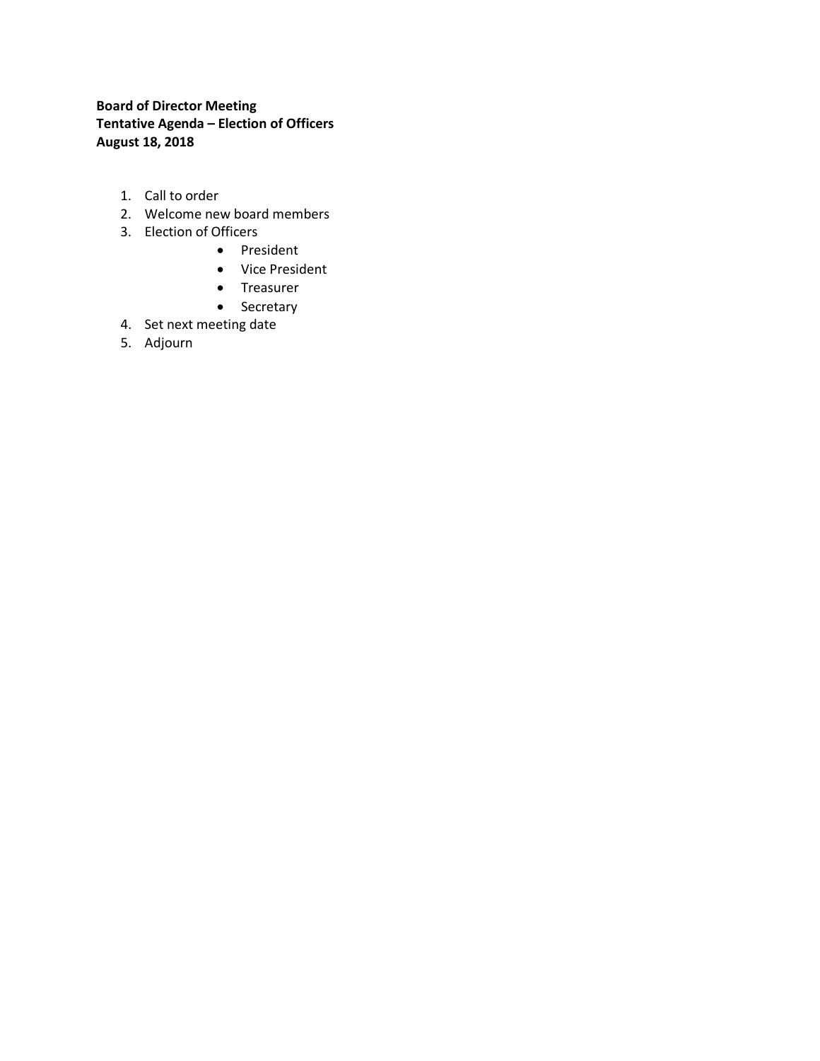**Board of Director Meeting**
**Tentative Agenda – Election of Officers**
**August 18, 2018**

1. Call to order
2. Welcome new board members
3. Election of Officers
    - President
    - Vice President
    - Treasurer
    - Secretary
4. Set next meeting date
5. Adjourn